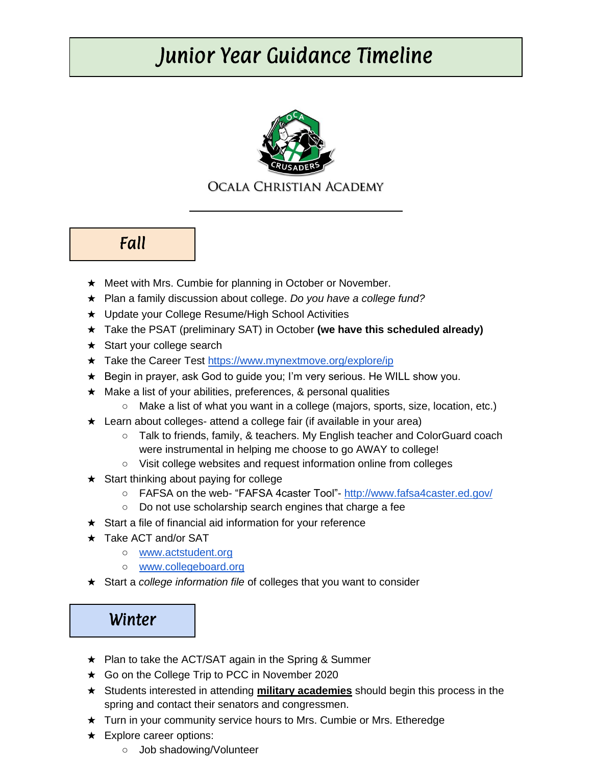# Junior Year Guidance Timeline

OCALA CHRISTIAN ACADEMY

## Fall

- Meet with Mrs. Cumbie for planning in October or November.
- Plan a family discussion about college. *Do you have a college fund?*
- Update your College Resume/High School Activities
- Take the PSAT (preliminary SAT) in October **(we have this scheduled already)**
- Start your college search
- Take the Career Test https://www.mynextmove.org/explore/ip
- Begin in prayer, ask God to guide you; I'm very serious. He WILL show you.
- Make a list of your abilities, preferences, & personal qualities
  - Make a list of what you want in a college (majors, sports, size, location, etc.)
- Learn about colleges- attend a college fair (if available in your area)
  - Talk to friends, family, & teachers. My English teacher and ColorGuard coach were instrumental in helping me choose to go AWAY to college!
  - Visit college websites and request information online from colleges
- Start thinking about paying for college
  - FAFSA on the web- "FAFSA 4caster Tool"- http://www.fafsa4caster.ed.gov/
  - Do not use scholarship search engines that charge a fee
- Start a file of financial aid information for your reference
- Take ACT and/or SAT
  - www.actstudent.org
  - www.collegeboard.org
- Start a *college information file* of colleges that you want to consider

## Winter

- Plan to take the ACT/SAT again in the Spring & Summer
- Go on the College Trip to PCC in November 2020
- Students interested in attending **military academies** should begin this process in the spring and contact their senators and congressmen.
- Turn in your community service hours to Mrs. Cumbie or Mrs. Etheredge
- Explore career options:
  - Job shadowing/Volunteer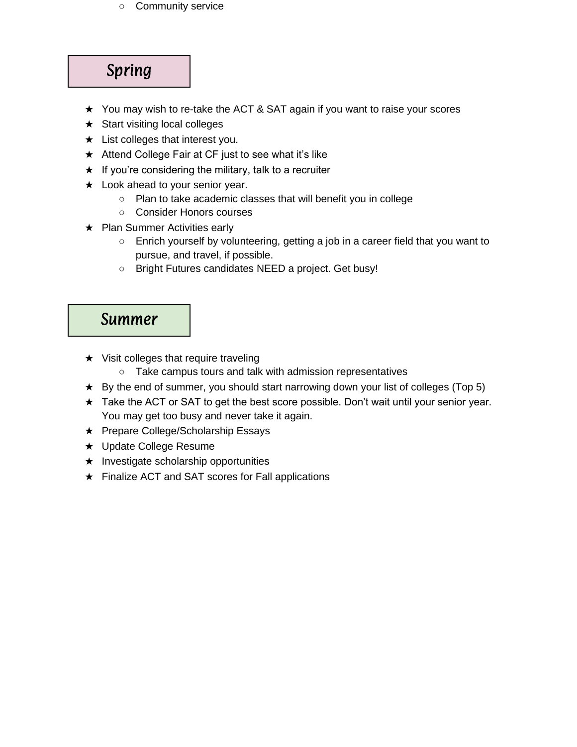- Community service

## Spring

- You may wish to re-take the ACT & SAT again if you want to raise your scores
- Start visiting local colleges
- List colleges that interest you.
- Attend College Fair at CF just to see what it's like
- If you're considering the military, talk to a recruiter
- Look ahead to your senior year.
  - Plan to take academic classes that will benefit you in college
  - Consider Honors courses
- Plan Summer Activities early
  - Enrich yourself by volunteering, getting a job in a career field that you want to pursue, and travel, if possible.
  - Bright Futures candidates NEED a project. Get busy!

## Summer

- Visit colleges that require traveling
  - Take campus tours and talk with admission representatives
- By the end of summer, you should start narrowing down your list of colleges (Top 5)
- Take the ACT or SAT to get the best score possible. Don't wait until your senior year. You may get too busy and never take it again.
- Prepare College/Scholarship Essays
- Update College Resume
- Investigate scholarship opportunities
- Finalize ACT and SAT scores for Fall applications